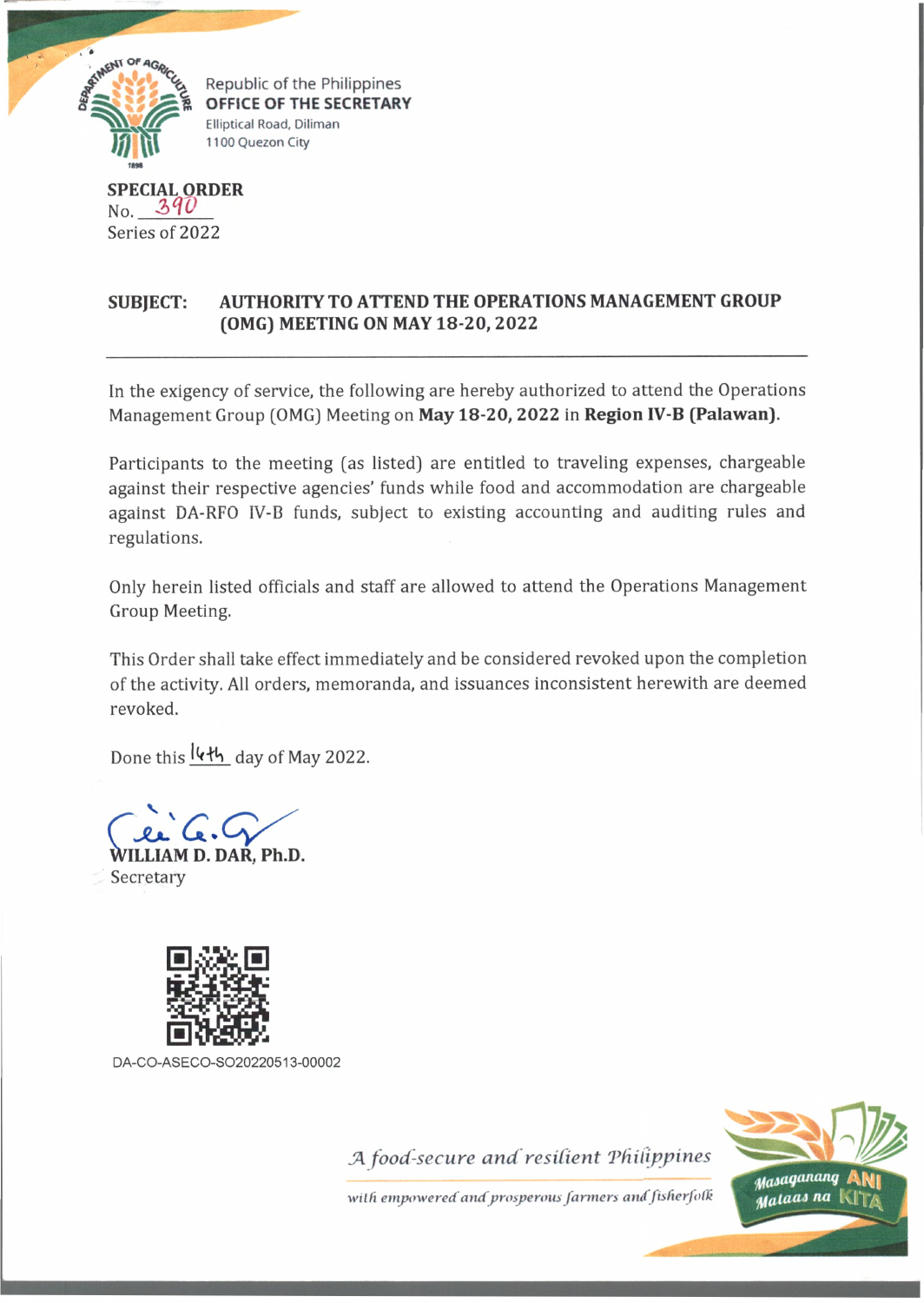Republic of the Philippines
**OFFICE OF THE SECRETARY**
Elliptical Road, Diliman
1100 Quezon City

**SPECIAL ORDER**
No. 390
Series of 2022

**SUBJECT: AUTHORITY TO ATTEND THE OPERATIONS MANAGEMENT GROUP (OMG) MEETING ON MAY 18-20, 2022**

---

In the exigency of service, the following are hereby authorized to attend the Operations Management Group (OMG) Meeting on **May 18-20, 2022** in **Region IV-B (Palawan)**.

Participants to the meeting (as listed) are entitled to traveling expenses, chargeable against their respective agencies' funds while food and accommodation are chargeable against DA-RFO IV-B funds, subject to existing accounting and auditing rules and regulations.

Only herein listed officials and staff are allowed to attend the Operations Management Group Meeting.

This Order shall take effect immediately and be considered revoked upon the completion of the activity. All orders, memoranda, and issuances inconsistent herewith are deemed revoked.

Done this 14th day of May 2022.

**WILLIAM D. DAR, Ph.D.**
Secretary

DA-CO-ASECO-SO20220513-00002

*A food-secure and resilient Philippines with empowered and prosperous farmers and fisherfolk*

Masaganang ANI Mataas na KITA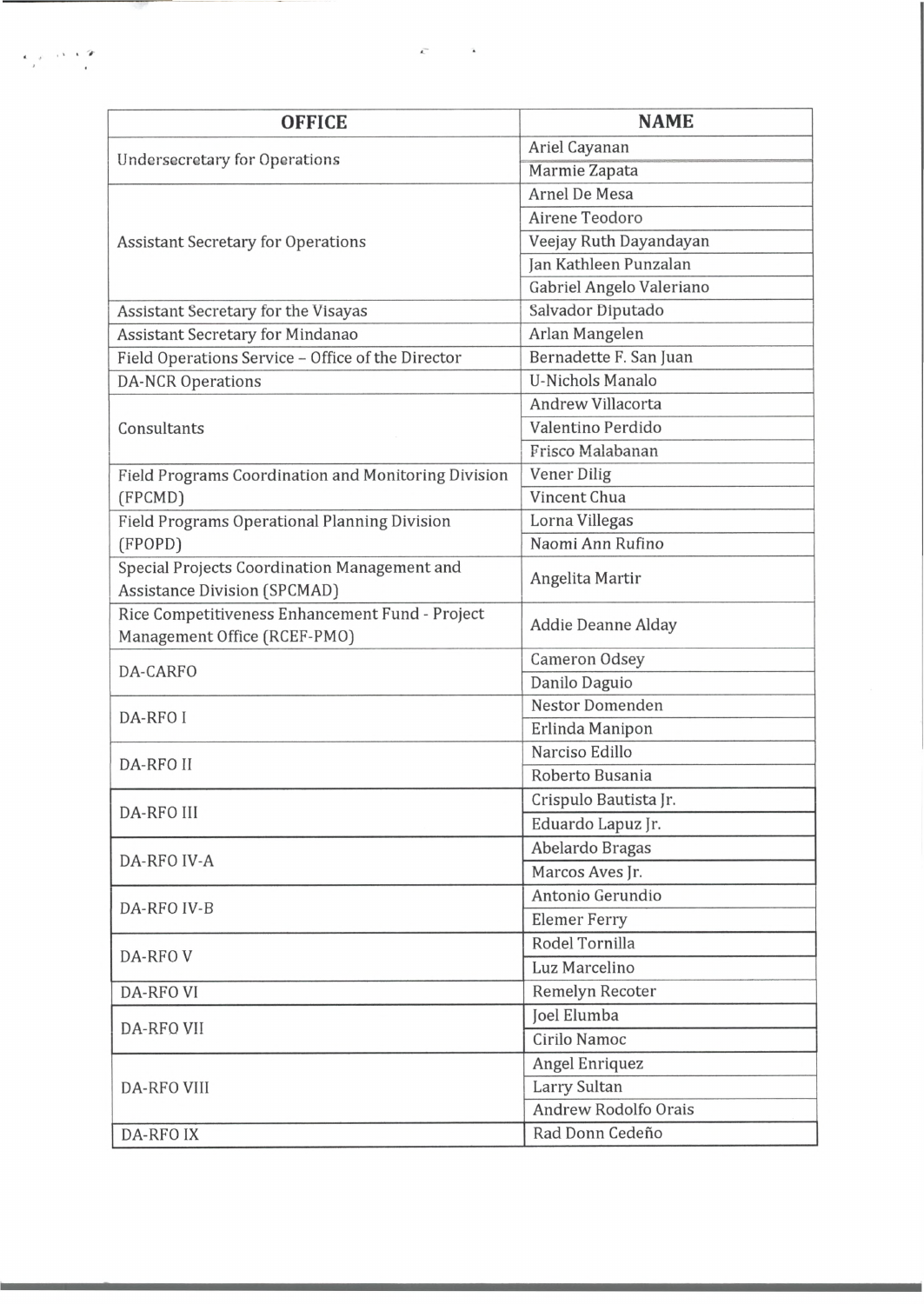| OFFICE | NAME |
|---|---|
| Undersecretary for Operations | Ariel Cayanan |
| | Marmie Zapata |
| Assistant Secretary for Operations | Arnel De Mesa |
| | Airene Teodoro |
| | Veejay Ruth Dayandayan |
| | Jan Kathleen Punzalan |
| | Gabriel Angelo Valeriano |
| Assistant Secretary for the Visayas | Salvador Diputado |
| Assistant Secretary for Mindanao | Arlan Mangelen |
| Field Operations Service – Office of the Director | Bernadette F. San Juan |
| DA-NCR Operations | U-Nichols Manalo |
| Consultants | Andrew Villacorta |
| | Valentino Perdido |
| | Frisco Malabanan |
| Field Programs Coordination and Monitoring Division (FPCMD) | Vener Dilig |
| | Vincent Chua |
| Field Programs Operational Planning Division (FPOPD) | Lorna Villegas |
| | Naomi Ann Rufino |
| Special Projects Coordination Management and Assistance Division (SPCMAD) | Angelita Martir |
| Rice Competitiveness Enhancement Fund - Project Management Office (RCEF-PMO) | Addie Deanne Alday |
| DA-CARFO | Cameron Odsey |
| | Danilo Daguio |
| DA-RFO I | Nestor Domenden |
| | Erlinda Manipon |
| DA-RFO II | Narciso Edillo |
| | Roberto Busania |
| DA-RFO III | Crispulo Bautista Jr. |
| | Eduardo Lapuz Jr. |
| DA-RFO IV-A | Abelardo Bragas |
| | Marcos Aves Jr. |
| DA-RFO IV-B | Antonio Gerundio |
| | Elemer Ferry |
| DA-RFO V | Rodel Tornilla |
| | Luz Marcelino |
| DA-RFO VI | Remelyn Recoter |
| DA-RFO VII | Joel Elumba |
| | Cirilo Namoc |
| DA-RFO VIII | Angel Enriquez |
| | Larry Sultan |
| | Andrew Rodolfo Orais |
| DA-RFO IX | Rad Donn Cedeño |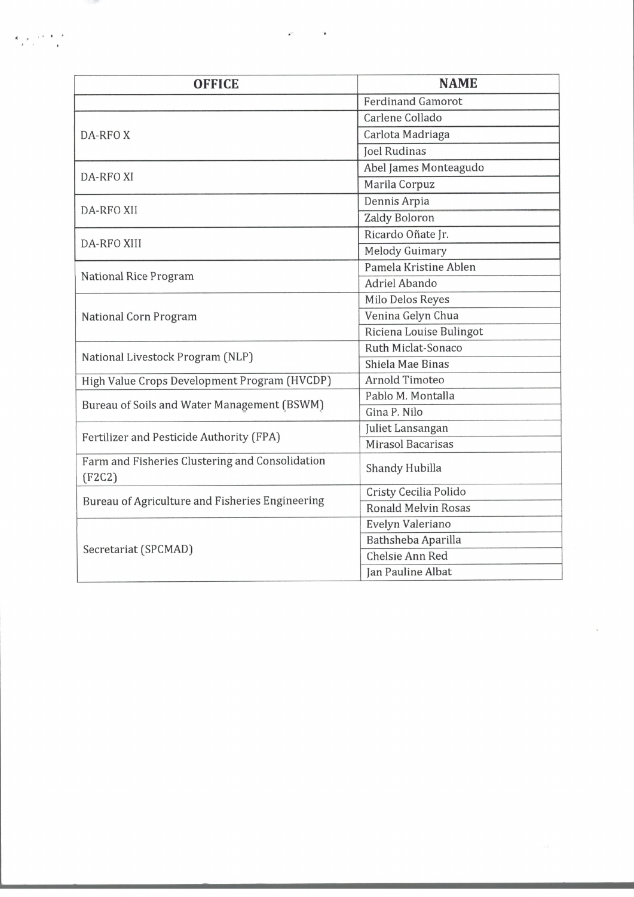| OFFICE | NAME |
|---|---|
| | Ferdinand Gamorot |
| DA-RFO X | Carlene Collado |
| | Carlota Madriaga |
| | Joel Rudinas |
| DA-RFO XI | Abel James Monteagudo |
| | Marila Corpuz |
| DA-RFO XII | Dennis Arpia |
| | Zaldy Boloron |
| DA-RFO XIII | Ricardo Oñate Jr. |
| | Melody Guimary |
| National Rice Program | Pamela Kristine Ablen |
| | Adriel Abando |
| National Corn Program | Milo Delos Reyes |
| | Venina Gelyn Chua |
| | Riciena Louise Bulingot |
| National Livestock Program (NLP) | Ruth Miclat-Sonaco |
| | Shiela Mae Binas |
| High Value Crops Development Program (HVCDP) | Arnold Timoteo |
| Bureau of Soils and Water Management (BSWM) | Pablo M. Montalla |
| | Gina P. Nilo |
| Fertilizer and Pesticide Authority (FPA) | Juliet Lansangan |
| | Mirasol Bacarisas |
| Farm and Fisheries Clustering and Consolidation (F2C2) | Shandy Hubilla |
| Bureau of Agriculture and Fisheries Engineering | Cristy Cecilia Polido |
| | Ronald Melvin Rosas |
| Secretariat (SPCMAD) | Evelyn Valeriano |
| | Bathsheba Aparilla |
| | Chelsie Ann Red |
| | Jan Pauline Albat |